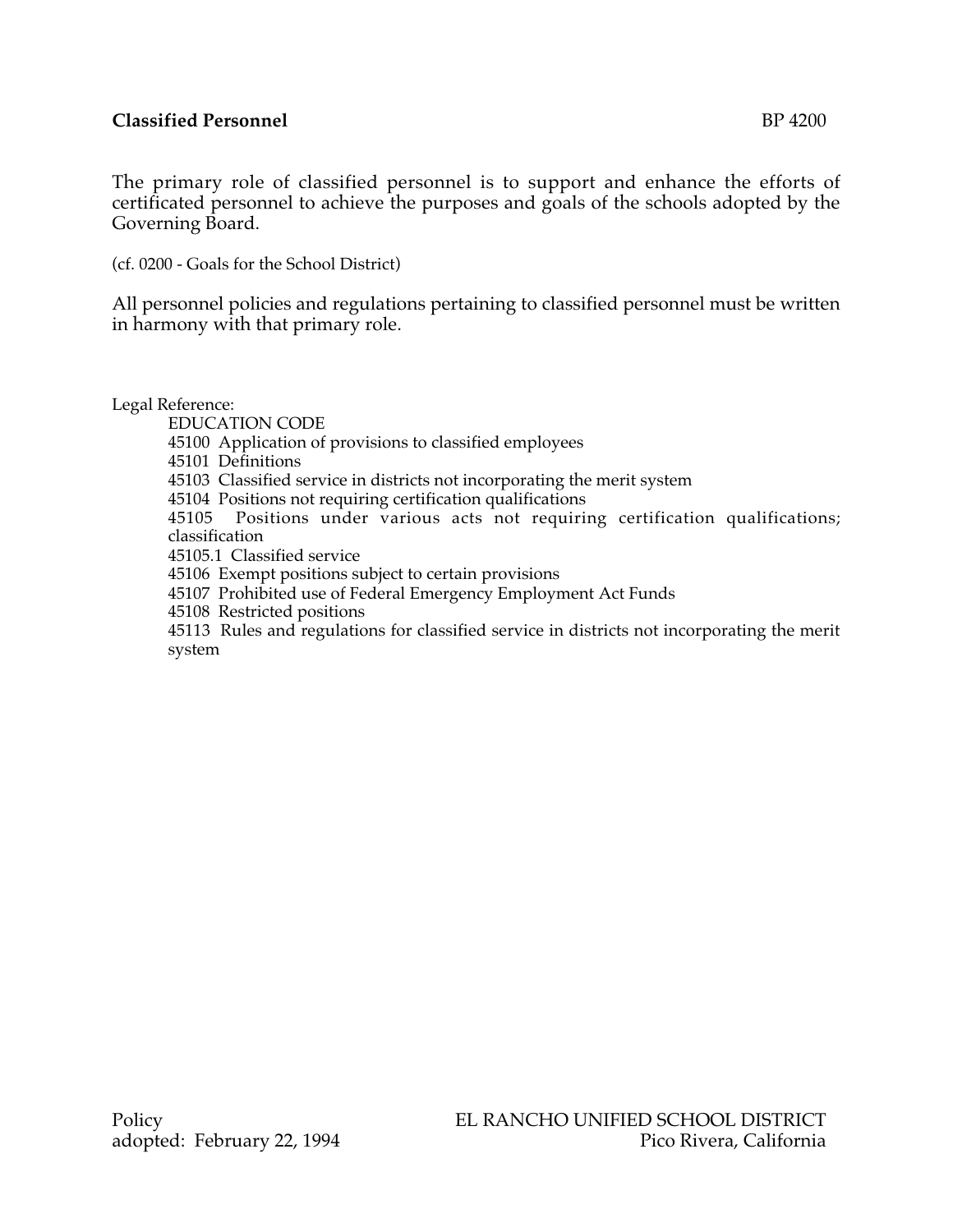**Classified Personnel** BP 4200

The primary role of classified personnel is to support and enhance the efforts of certificated personnel to achieve the purposes and goals of the schools adopted by the Governing Board.

(cf. 0200 - Goals for the School District)

All personnel policies and regulations pertaining to classified personnel must be written in harmony with that primary role.

Legal Reference:

EDUCATION CODE

45100 Application of provisions to classified employees

45101 Definitions

45103 Classified service in districts not incorporating the merit system

45104 Positions not requiring certification qualifications

45105 Positions under various acts not requiring certification qualifications; classification

45105.1 Classified service

45106 Exempt positions subject to certain provisions

45107 Prohibited use of Federal Emergency Employment Act Funds

45108 Restricted positions

45113 Rules and regulations for classified service in districts not incorporating the merit system

Policy
adopted: February 22, 1994

EL RANCHO UNIFIED SCHOOL DISTRICT
Pico Rivera, California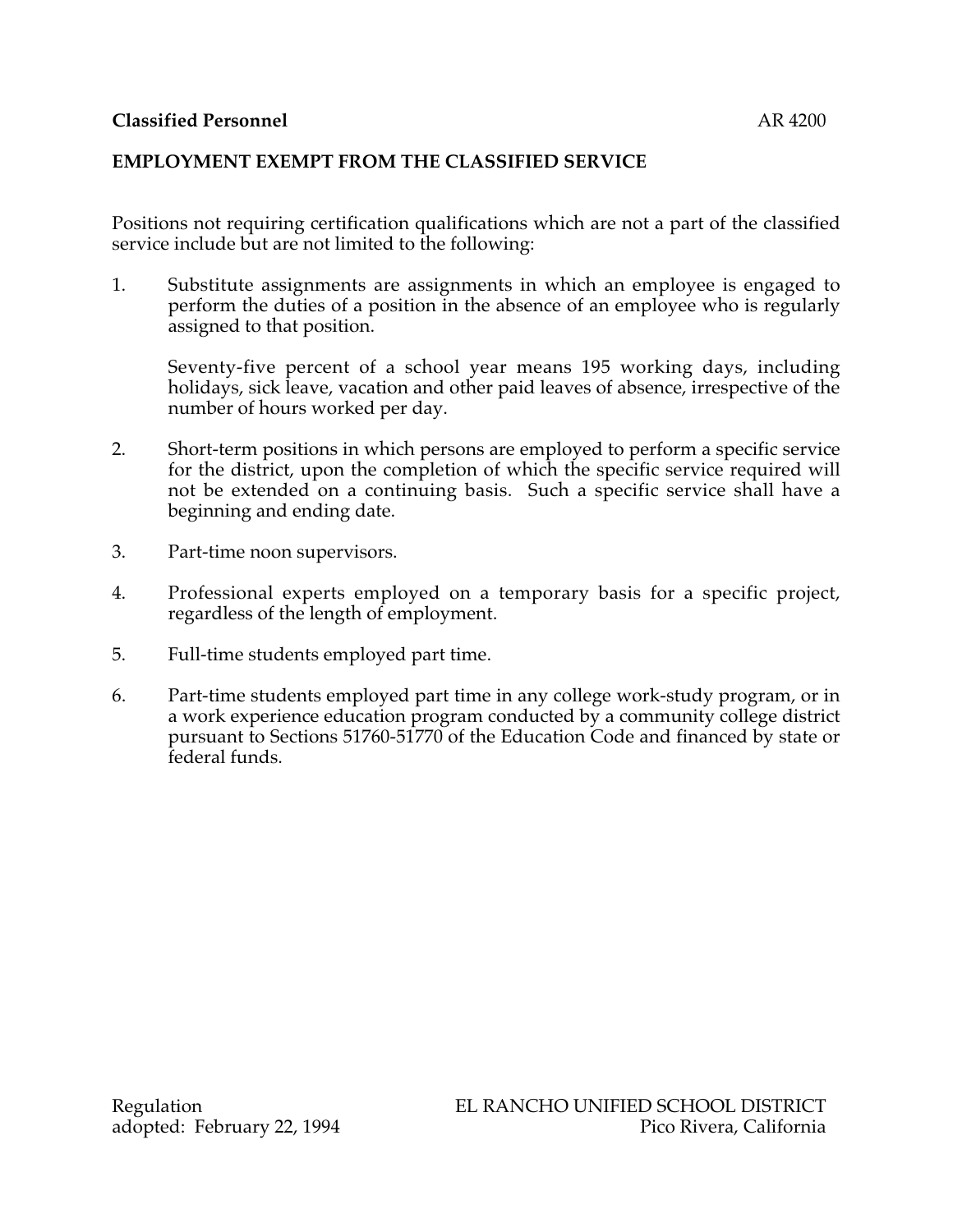**Classified Personnel** AR 4200

**EMPLOYMENT EXEMPT FROM THE CLASSIFIED SERVICE**

Positions not requiring certification qualifications which are not a part of the classified service include but are not limited to the following:

1. Substitute assignments are assignments in which an employee is engaged to perform the duties of a position in the absence of an employee who is regularly assigned to that position.

   Seventy-five percent of a school year means 195 working days, including holidays, sick leave, vacation and other paid leaves of absence, irrespective of the number of hours worked per day.

2. Short-term positions in which persons are employed to perform a specific service for the district, upon the completion of which the specific service required will not be extended on a continuing basis. Such a specific service shall have a beginning and ending date.

3. Part-time noon supervisors.

4. Professional experts employed on a temporary basis for a specific project, regardless of the length of employment.

5. Full-time students employed part time.

6. Part-time students employed part time in any college work-study program, or in a work experience education program conducted by a community college district pursuant to Sections 51760-51770 of the Education Code and financed by state or federal funds.

Regulation
adopted: February 22, 1994

EL RANCHO UNIFIED SCHOOL DISTRICT
Pico Rivera, California